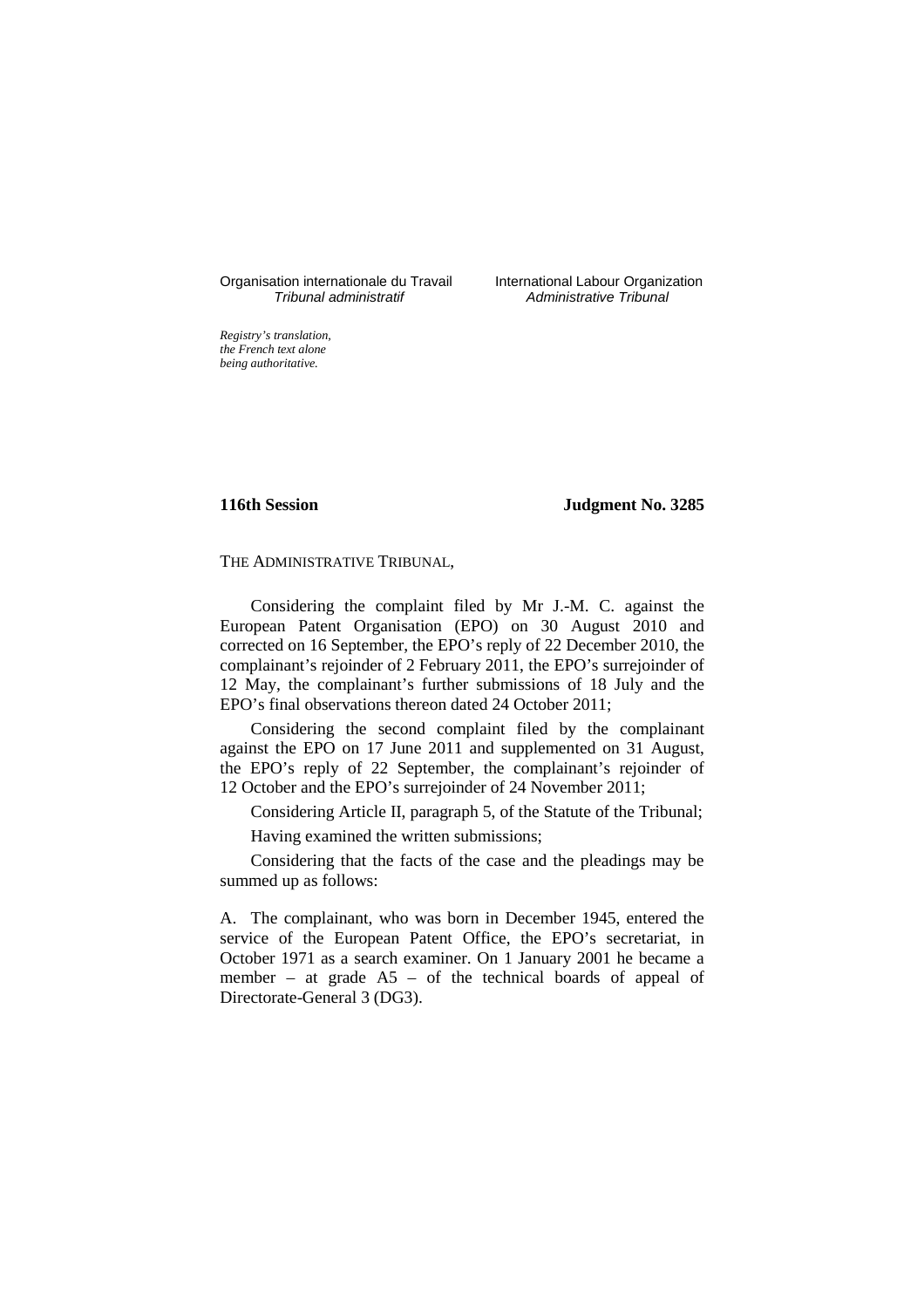Organisation internationale du Travail
*Tribunal administratif*

International Labour Organization
*Administrative Tribunal*

*Registry's translation, the French text alone being authoritative.*

**116th Session**

**Judgment No. 3285**

THE ADMINISTRATIVE TRIBUNAL,

Considering the complaint filed by Mr J.-M. C. against the European Patent Organisation (EPO) on 30 August 2010 and corrected on 16 September, the EPO's reply of 22 December 2010, the complainant's rejoinder of 2 February 2011, the EPO's surrejoinder of 12 May, the complainant's further submissions of 18 July and the EPO's final observations thereon dated 24 October 2011;

Considering the second complaint filed by the complainant against the EPO on 17 June 2011 and supplemented on 31 August, the EPO's reply of 22 September, the complainant's rejoinder of 12 October and the EPO's surrejoinder of 24 November 2011;

Considering Article II, paragraph 5, of the Statute of the Tribunal;

Having examined the written submissions;

Considering that the facts of the case and the pleadings may be summed up as follows:

A. The complainant, who was born in December 1945, entered the service of the European Patent Office, the EPO's secretariat, in October 1971 as a search examiner. On 1 January 2001 he became a member – at grade A5 – of the technical boards of appeal of Directorate-General 3 (DG3).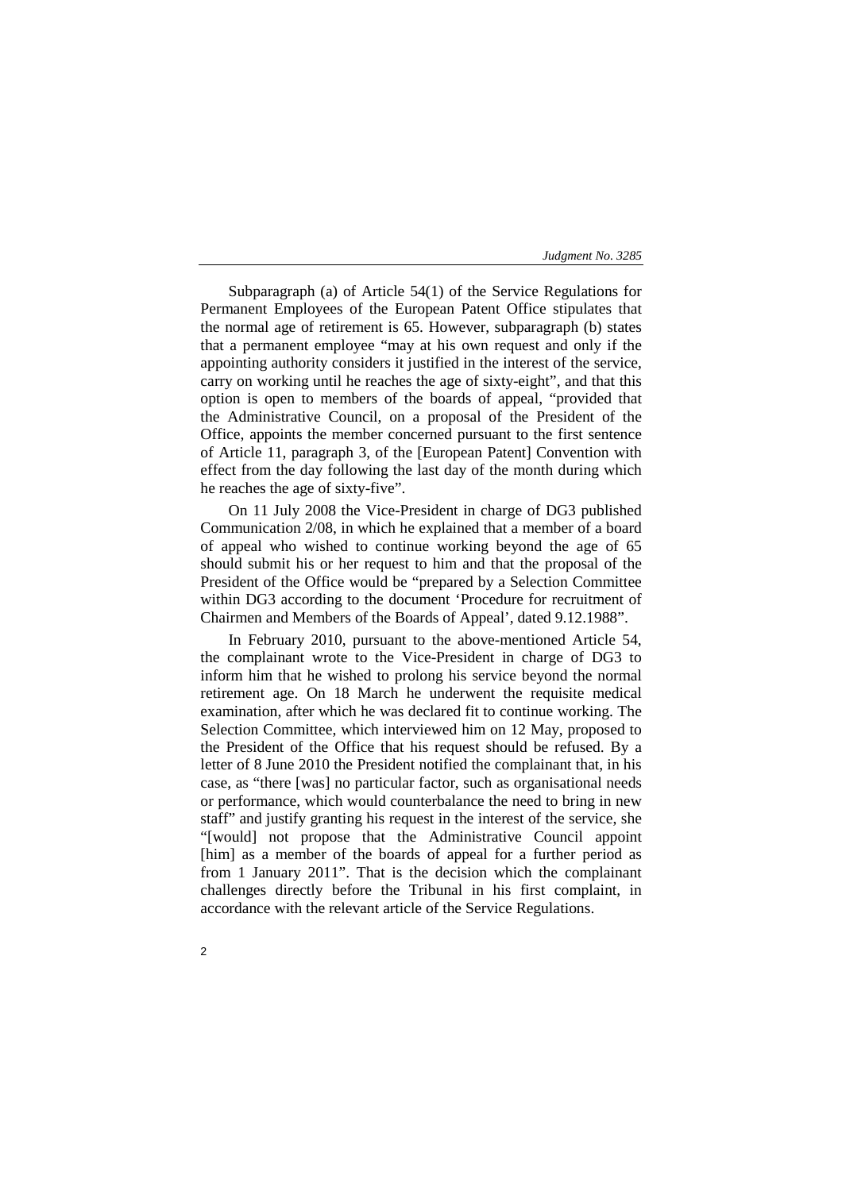Subparagraph (a) of Article 54(1) of the Service Regulations for Permanent Employees of the European Patent Office stipulates that the normal age of retirement is 65. However, subparagraph (b) states that a permanent employee "may at his own request and only if the appointing authority considers it justified in the interest of the service, carry on working until he reaches the age of sixty-eight", and that this option is open to members of the boards of appeal, "provided that the Administrative Council, on a proposal of the President of the Office, appoints the member concerned pursuant to the first sentence of Article 11, paragraph 3, of the [European Patent] Convention with effect from the day following the last day of the month during which he reaches the age of sixty-five".

On 11 July 2008 the Vice-President in charge of DG3 published Communication 2/08, in which he explained that a member of a board of appeal who wished to continue working beyond the age of 65 should submit his or her request to him and that the proposal of the President of the Office would be "prepared by a Selection Committee within DG3 according to the document 'Procedure for recruitment of Chairmen and Members of the Boards of Appeal', dated 9.12.1988".

In February 2010, pursuant to the above-mentioned Article 54, the complainant wrote to the Vice-President in charge of DG3 to inform him that he wished to prolong his service beyond the normal retirement age. On 18 March he underwent the requisite medical examination, after which he was declared fit to continue working. The Selection Committee, which interviewed him on 12 May, proposed to the President of the Office that his request should be refused. By a letter of 8 June 2010 the President notified the complainant that, in his case, as "there [was] no particular factor, such as organisational needs or performance, which would counterbalance the need to bring in new staff" and justify granting his request in the interest of the service, she "[would] not propose that the Administrative Council appoint [him] as a member of the boards of appeal for a further period as from 1 January 2011". That is the decision which the complainant challenges directly before the Tribunal in his first complaint, in accordance with the relevant article of the Service Regulations.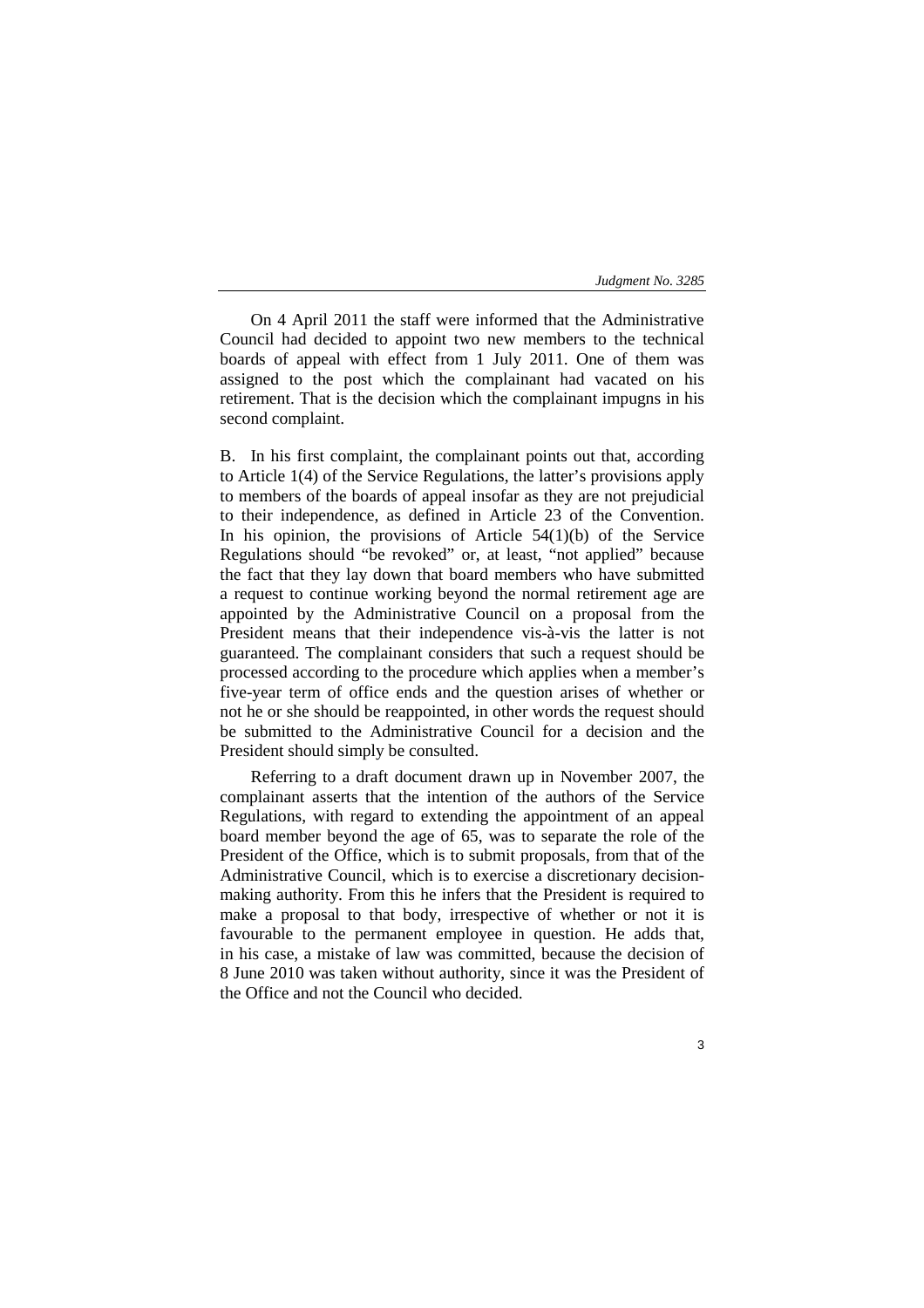On 4 April 2011 the staff were informed that the Administrative Council had decided to appoint two new members to the technical boards of appeal with effect from 1 July 2011. One of them was assigned to the post which the complainant had vacated on his retirement. That is the decision which the complainant impugns in his second complaint.

B. In his first complaint, the complainant points out that, according to Article 1(4) of the Service Regulations, the latter's provisions apply to members of the boards of appeal insofar as they are not prejudicial to their independence, as defined in Article 23 of the Convention. In his opinion, the provisions of Article 54(1)(b) of the Service Regulations should "be revoked" or, at least, "not applied" because the fact that they lay down that board members who have submitted a request to continue working beyond the normal retirement age are appointed by the Administrative Council on a proposal from the President means that their independence vis-à-vis the latter is not guaranteed. The complainant considers that such a request should be processed according to the procedure which applies when a member's five-year term of office ends and the question arises of whether or not he or she should be reappointed, in other words the request should be submitted to the Administrative Council for a decision and the President should simply be consulted.

Referring to a draft document drawn up in November 2007, the complainant asserts that the intention of the authors of the Service Regulations, with regard to extending the appointment of an appeal board member beyond the age of 65, was to separate the role of the President of the Office, which is to submit proposals, from that of the Administrative Council, which is to exercise a discretionary decision-making authority. From this he infers that the President is required to make a proposal to that body, irrespective of whether or not it is favourable to the permanent employee in question. He adds that, in his case, a mistake of law was committed, because the decision of 8 June 2010 was taken without authority, since it was the President of the Office and not the Council who decided.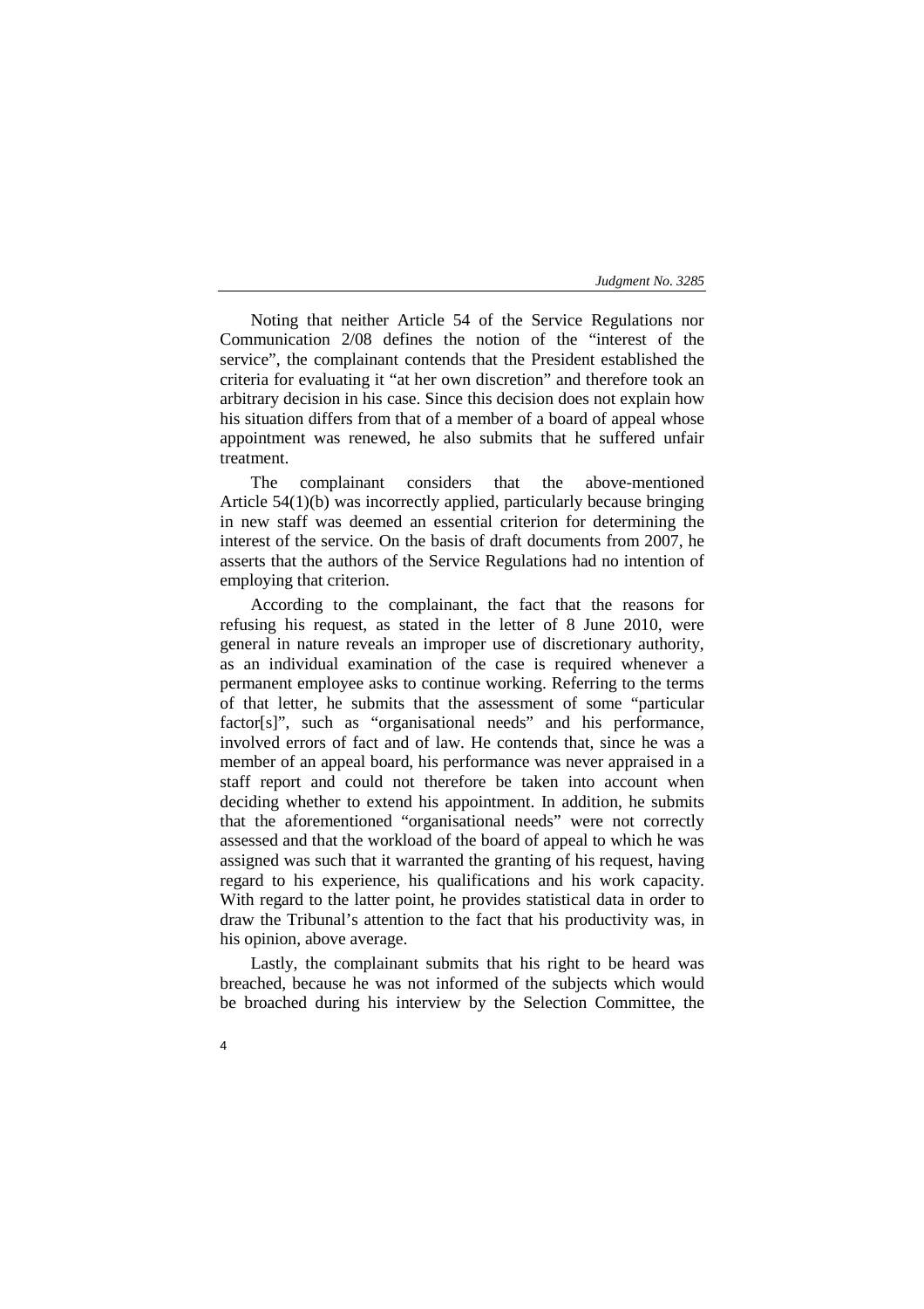Noting that neither Article 54 of the Service Regulations nor Communication 2/08 defines the notion of the "interest of the service", the complainant contends that the President established the criteria for evaluating it "at her own discretion" and therefore took an arbitrary decision in his case. Since this decision does not explain how his situation differs from that of a member of a board of appeal whose appointment was renewed, he also submits that he suffered unfair treatment.

The complainant considers that the above-mentioned Article 54(1)(b) was incorrectly applied, particularly because bringing in new staff was deemed an essential criterion for determining the interest of the service. On the basis of draft documents from 2007, he asserts that the authors of the Service Regulations had no intention of employing that criterion.

According to the complainant, the fact that the reasons for refusing his request, as stated in the letter of 8 June 2010, were general in nature reveals an improper use of discretionary authority, as an individual examination of the case is required whenever a permanent employee asks to continue working. Referring to the terms of that letter, he submits that the assessment of some "particular factor[s]", such as "organisational needs" and his performance, involved errors of fact and of law. He contends that, since he was a member of an appeal board, his performance was never appraised in a staff report and could not therefore be taken into account when deciding whether to extend his appointment. In addition, he submits that the aforementioned "organisational needs" were not correctly assessed and that the workload of the board of appeal to which he was assigned was such that it warranted the granting of his request, having regard to his experience, his qualifications and his work capacity. With regard to the latter point, he provides statistical data in order to draw the Tribunal's attention to the fact that his productivity was, in his opinion, above average.

Lastly, the complainant submits that his right to be heard was breached, because he was not informed of the subjects which would be broached during his interview by the Selection Committee, the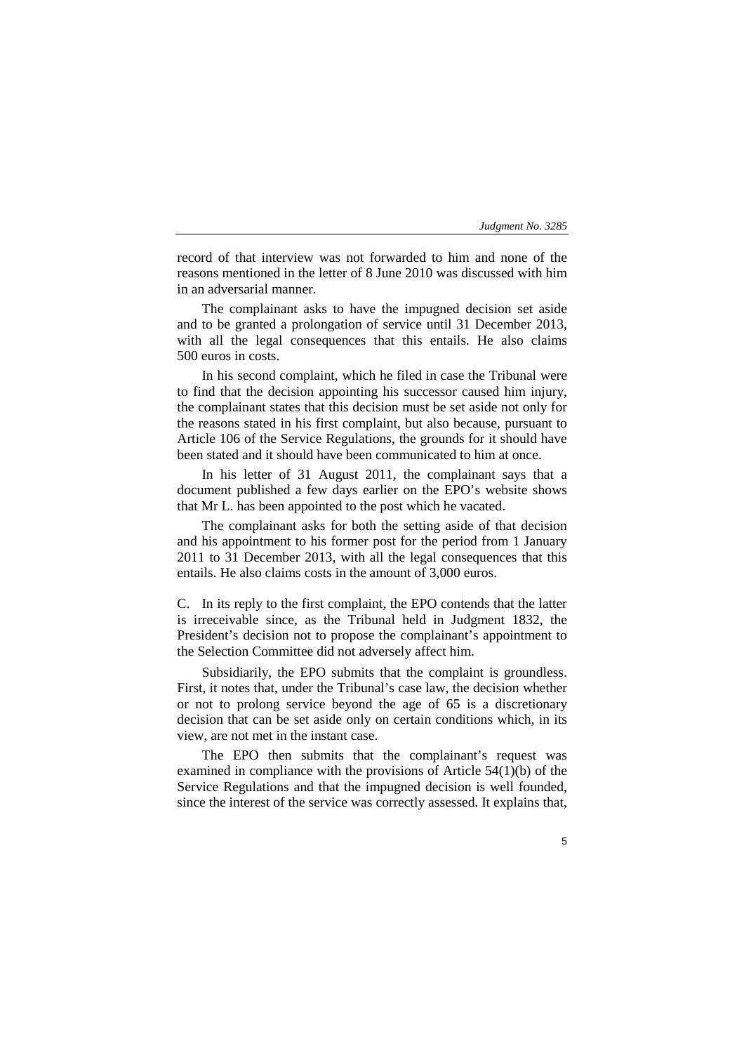record of that interview was not forwarded to him and none of the reasons mentioned in the letter of 8 June 2010 was discussed with him in an adversarial manner.

The complainant asks to have the impugned decision set aside and to be granted a prolongation of service until 31 December 2013, with all the legal consequences that this entails. He also claims 500 euros in costs.

In his second complaint, which he filed in case the Tribunal were to find that the decision appointing his successor caused him injury, the complainant states that this decision must be set aside not only for the reasons stated in his first complaint, but also because, pursuant to Article 106 of the Service Regulations, the grounds for it should have been stated and it should have been communicated to him at once.

In his letter of 31 August 2011, the complainant says that a document published a few days earlier on the EPO's website shows that Mr L. has been appointed to the post which he vacated.

The complainant asks for both the setting aside of that decision and his appointment to his former post for the period from 1 January 2011 to 31 December 2013, with all the legal consequences that this entails. He also claims costs in the amount of 3,000 euros.

C. In its reply to the first complaint, the EPO contends that the latter is irreceivable since, as the Tribunal held in Judgment 1832, the President's decision not to propose the complainant's appointment to the Selection Committee did not adversely affect him.

Subsidiarily, the EPO submits that the complaint is groundless. First, it notes that, under the Tribunal's case law, the decision whether or not to prolong service beyond the age of 65 is a discretionary decision that can be set aside only on certain conditions which, in its view, are not met in the instant case.

The EPO then submits that the complainant's request was examined in compliance with the provisions of Article 54(1)(b) of the Service Regulations and that the impugned decision is well founded, since the interest of the service was correctly assessed. It explains that,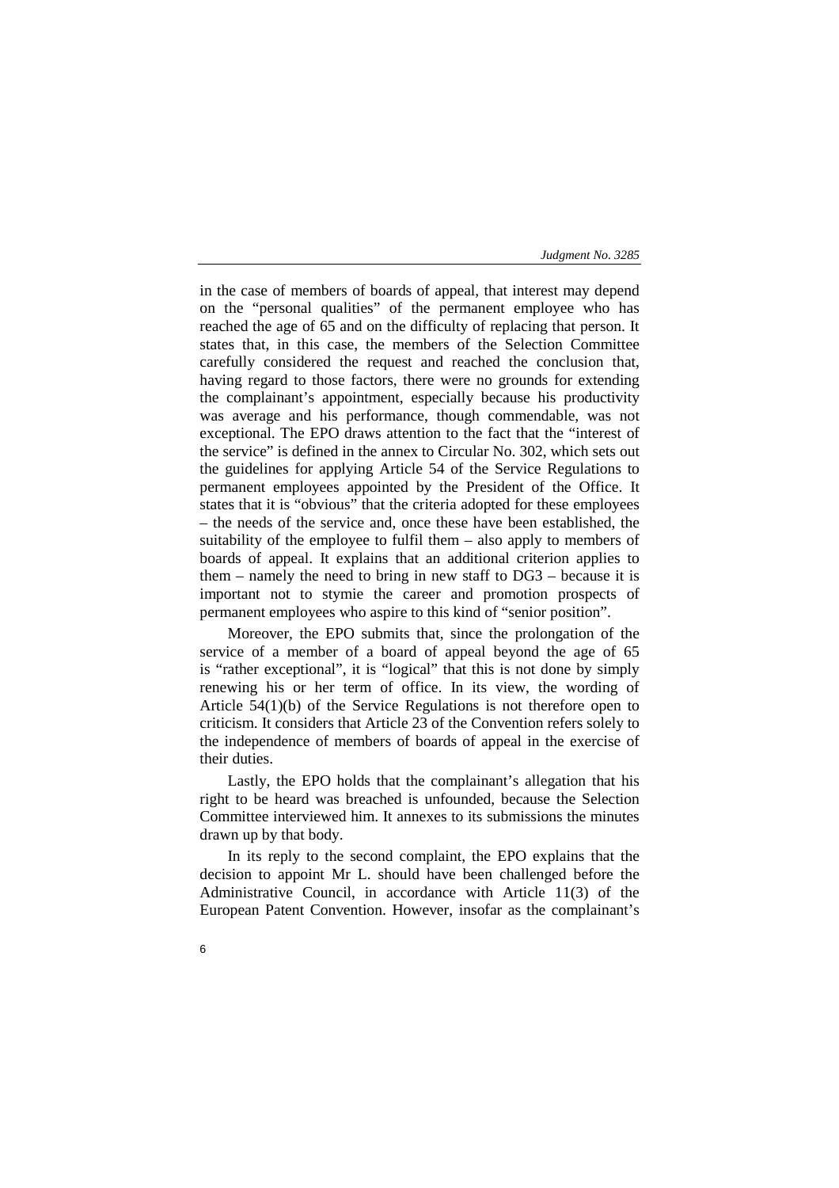in the case of members of boards of appeal, that interest may depend on the "personal qualities" of the permanent employee who has reached the age of 65 and on the difficulty of replacing that person. It states that, in this case, the members of the Selection Committee carefully considered the request and reached the conclusion that, having regard to those factors, there were no grounds for extending the complainant's appointment, especially because his productivity was average and his performance, though commendable, was not exceptional. The EPO draws attention to the fact that the "interest of the service" is defined in the annex to Circular No. 302, which sets out the guidelines for applying Article 54 of the Service Regulations to permanent employees appointed by the President of the Office. It states that it is "obvious" that the criteria adopted for these employees – the needs of the service and, once these have been established, the suitability of the employee to fulfil them – also apply to members of boards of appeal. It explains that an additional criterion applies to them – namely the need to bring in new staff to DG3 – because it is important not to stymie the career and promotion prospects of permanent employees who aspire to this kind of "senior position".

Moreover, the EPO submits that, since the prolongation of the service of a member of a board of appeal beyond the age of 65 is "rather exceptional", it is "logical" that this is not done by simply renewing his or her term of office. In its view, the wording of Article 54(1)(b) of the Service Regulations is not therefore open to criticism. It considers that Article 23 of the Convention refers solely to the independence of members of boards of appeal in the exercise of their duties.

Lastly, the EPO holds that the complainant's allegation that his right to be heard was breached is unfounded, because the Selection Committee interviewed him. It annexes to its submissions the minutes drawn up by that body.

In its reply to the second complaint, the EPO explains that the decision to appoint Mr L. should have been challenged before the Administrative Council, in accordance with Article 11(3) of the European Patent Convention. However, insofar as the complainant's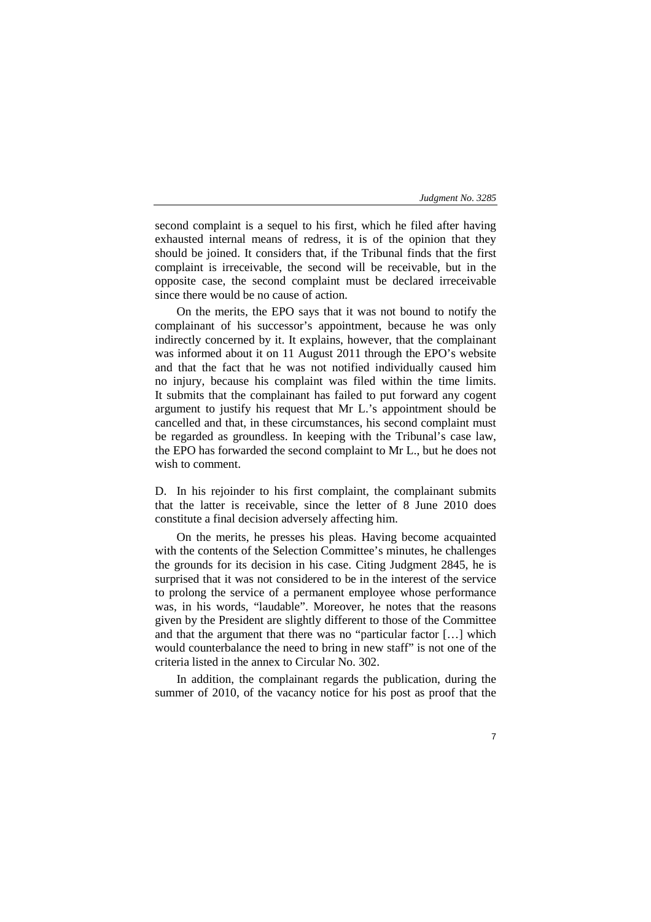second complaint is a sequel to his first, which he filed after having exhausted internal means of redress, it is of the opinion that they should be joined. It considers that, if the Tribunal finds that the first complaint is irreceivable, the second will be receivable, but in the opposite case, the second complaint must be declared irreceivable since there would be no cause of action.

On the merits, the EPO says that it was not bound to notify the complainant of his successor's appointment, because he was only indirectly concerned by it. It explains, however, that the complainant was informed about it on 11 August 2011 through the EPO's website and that the fact that he was not notified individually caused him no injury, because his complaint was filed within the time limits. It submits that the complainant has failed to put forward any cogent argument to justify his request that Mr L.'s appointment should be cancelled and that, in these circumstances, his second complaint must be regarded as groundless. In keeping with the Tribunal's case law, the EPO has forwarded the second complaint to Mr L., but he does not wish to comment.

D. In his rejoinder to his first complaint, the complainant submits that the latter is receivable, since the letter of 8 June 2010 does constitute a final decision adversely affecting him.

On the merits, he presses his pleas. Having become acquainted with the contents of the Selection Committee's minutes, he challenges the grounds for its decision in his case. Citing Judgment 2845, he is surprised that it was not considered to be in the interest of the service to prolong the service of a permanent employee whose performance was, in his words, "laudable". Moreover, he notes that the reasons given by the President are slightly different to those of the Committee and that the argument that there was no "particular factor […] which would counterbalance the need to bring in new staff" is not one of the criteria listed in the annex to Circular No. 302.

In addition, the complainant regards the publication, during the summer of 2010, of the vacancy notice for his post as proof that the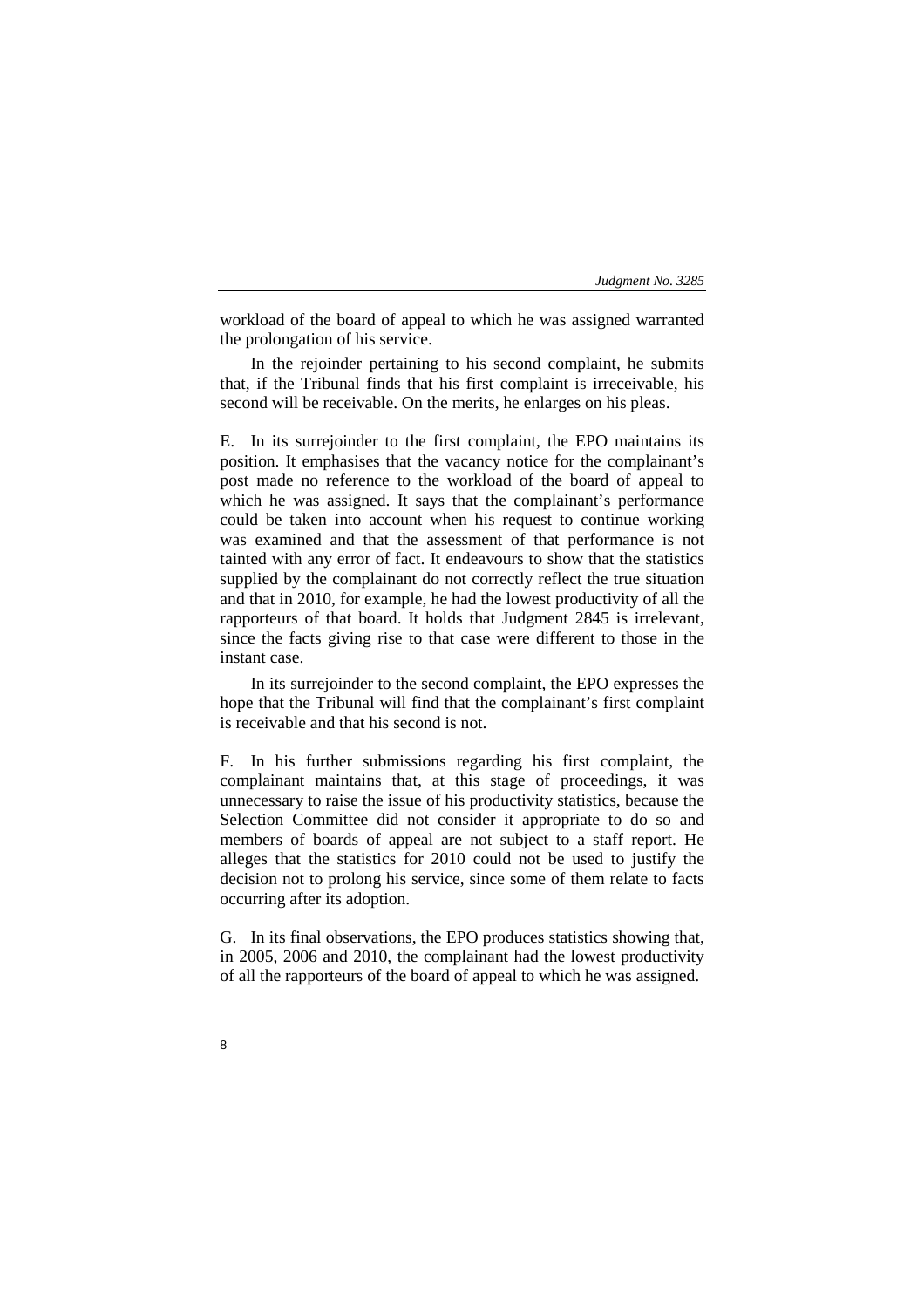workload of the board of appeal to which he was assigned warranted the prolongation of his service.

In the rejoinder pertaining to his second complaint, he submits that, if the Tribunal finds that his first complaint is irreceivable, his second will be receivable. On the merits, he enlarges on his pleas.

E. In its surrejoinder to the first complaint, the EPO maintains its position. It emphasises that the vacancy notice for the complainant's post made no reference to the workload of the board of appeal to which he was assigned. It says that the complainant's performance could be taken into account when his request to continue working was examined and that the assessment of that performance is not tainted with any error of fact. It endeavours to show that the statistics supplied by the complainant do not correctly reflect the true situation and that in 2010, for example, he had the lowest productivity of all the rapporteurs of that board. It holds that Judgment 2845 is irrelevant, since the facts giving rise to that case were different to those in the instant case.

In its surrejoinder to the second complaint, the EPO expresses the hope that the Tribunal will find that the complainant's first complaint is receivable and that his second is not.

F. In his further submissions regarding his first complaint, the complainant maintains that, at this stage of proceedings, it was unnecessary to raise the issue of his productivity statistics, because the Selection Committee did not consider it appropriate to do so and members of boards of appeal are not subject to a staff report. He alleges that the statistics for 2010 could not be used to justify the decision not to prolong his service, since some of them relate to facts occurring after its adoption.

G. In its final observations, the EPO produces statistics showing that, in 2005, 2006 and 2010, the complainant had the lowest productivity of all the rapporteurs of the board of appeal to which he was assigned.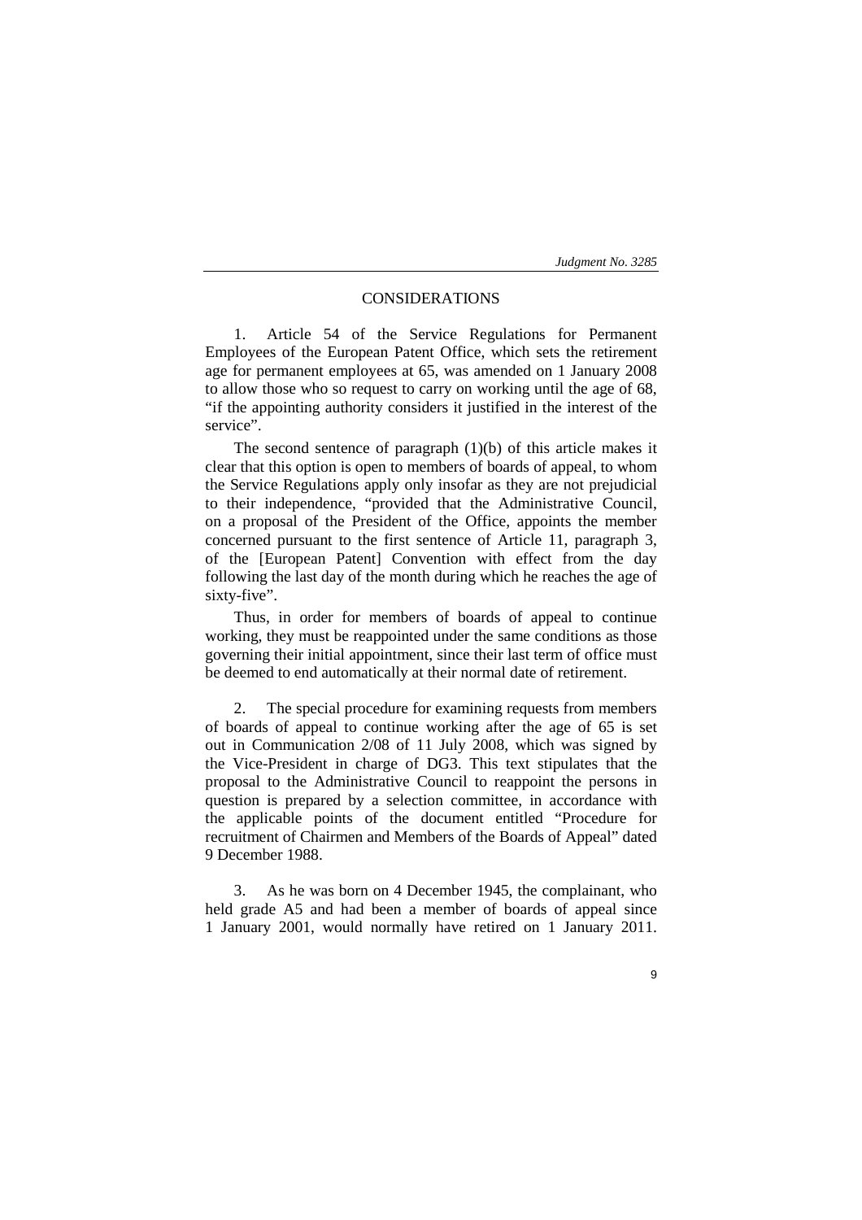## CONSIDERATIONS

1. Article 54 of the Service Regulations for Permanent Employees of the European Patent Office, which sets the retirement age for permanent employees at 65, was amended on 1 January 2008 to allow those who so request to carry on working until the age of 68, "if the appointing authority considers it justified in the interest of the service".

The second sentence of paragraph (1)(b) of this article makes it clear that this option is open to members of boards of appeal, to whom the Service Regulations apply only insofar as they are not prejudicial to their independence, "provided that the Administrative Council, on a proposal of the President of the Office, appoints the member concerned pursuant to the first sentence of Article 11, paragraph 3, of the [European Patent] Convention with effect from the day following the last day of the month during which he reaches the age of sixty-five".

Thus, in order for members of boards of appeal to continue working, they must be reappointed under the same conditions as those governing their initial appointment, since their last term of office must be deemed to end automatically at their normal date of retirement.

2. The special procedure for examining requests from members of boards of appeal to continue working after the age of 65 is set out in Communication 2/08 of 11 July 2008, which was signed by the Vice-President in charge of DG3. This text stipulates that the proposal to the Administrative Council to reappoint the persons in question is prepared by a selection committee, in accordance with the applicable points of the document entitled "Procedure for recruitment of Chairmen and Members of the Boards of Appeal" dated 9 December 1988.

3. As he was born on 4 December 1945, the complainant, who held grade A5 and had been a member of boards of appeal since 1 January 2001, would normally have retired on 1 January 2011.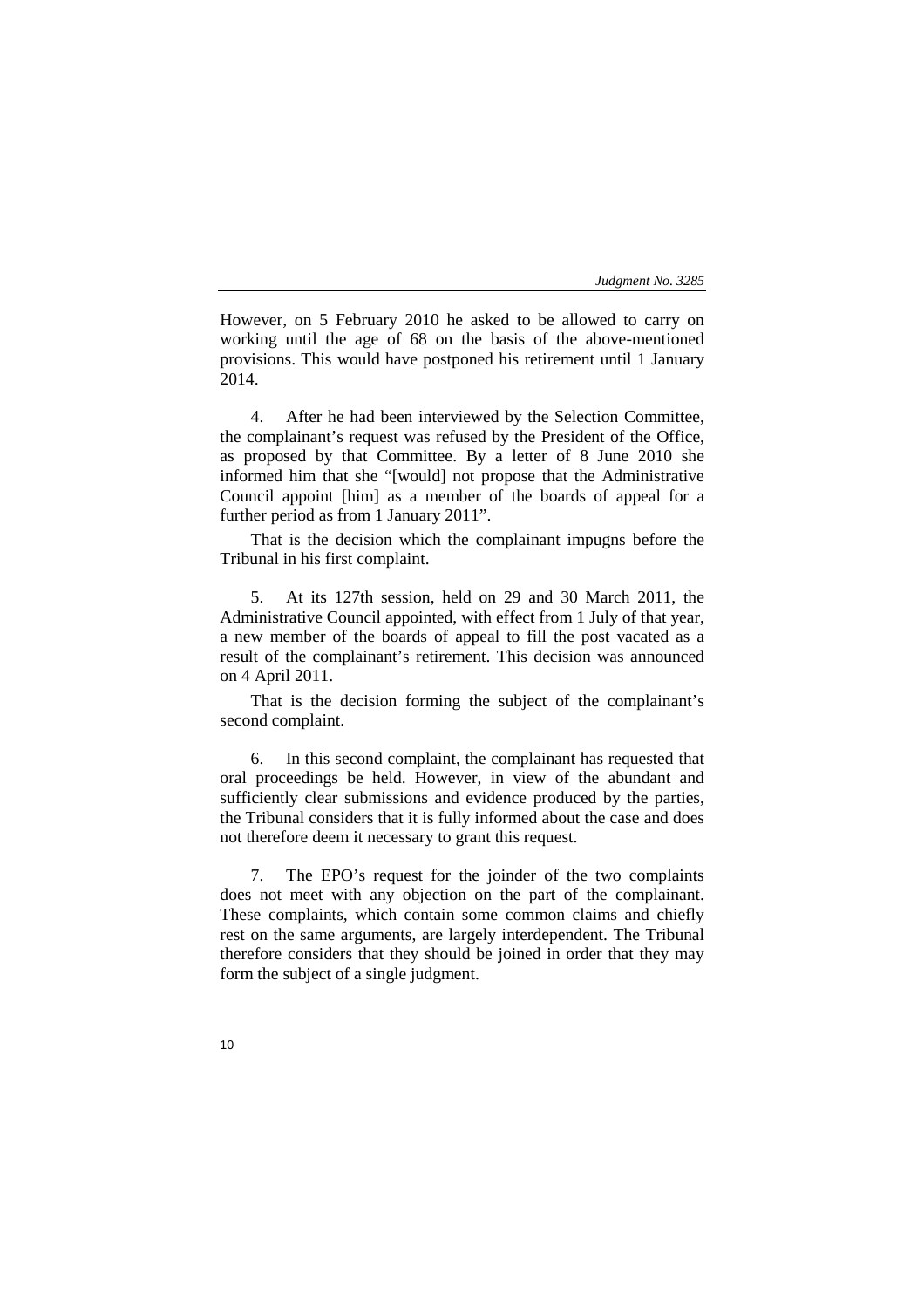However, on 5 February 2010 he asked to be allowed to carry on working until the age of 68 on the basis of the above-mentioned provisions. This would have postponed his retirement until 1 January 2014.

4. After he had been interviewed by the Selection Committee, the complainant's request was refused by the President of the Office, as proposed by that Committee. By a letter of 8 June 2010 she informed him that she "[would] not propose that the Administrative Council appoint [him] as a member of the boards of appeal for a further period as from 1 January 2011".

That is the decision which the complainant impugns before the Tribunal in his first complaint.

5. At its 127th session, held on 29 and 30 March 2011, the Administrative Council appointed, with effect from 1 July of that year, a new member of the boards of appeal to fill the post vacated as a result of the complainant's retirement. This decision was announced on 4 April 2011.

That is the decision forming the subject of the complainant's second complaint.

6. In this second complaint, the complainant has requested that oral proceedings be held. However, in view of the abundant and sufficiently clear submissions and evidence produced by the parties, the Tribunal considers that it is fully informed about the case and does not therefore deem it necessary to grant this request.

7. The EPO's request for the joinder of the two complaints does not meet with any objection on the part of the complainant. These complaints, which contain some common claims and chiefly rest on the same arguments, are largely interdependent. The Tribunal therefore considers that they should be joined in order that they may form the subject of a single judgment.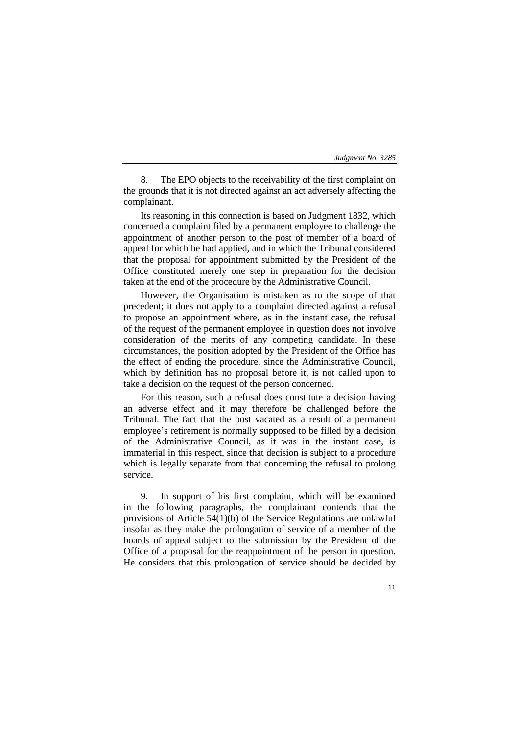8. The EPO objects to the receivability of the first complaint on the grounds that it is not directed against an act adversely affecting the complainant.

Its reasoning in this connection is based on Judgment 1832, which concerned a complaint filed by a permanent employee to challenge the appointment of another person to the post of member of a board of appeal for which he had applied, and in which the Tribunal considered that the proposal for appointment submitted by the President of the Office constituted merely one step in preparation for the decision taken at the end of the procedure by the Administrative Council.

However, the Organisation is mistaken as to the scope of that precedent; it does not apply to a complaint directed against a refusal to propose an appointment where, as in the instant case, the refusal of the request of the permanent employee in question does not involve consideration of the merits of any competing candidate. In these circumstances, the position adopted by the President of the Office has the effect of ending the procedure, since the Administrative Council, which by definition has no proposal before it, is not called upon to take a decision on the request of the person concerned.

For this reason, such a refusal does constitute a decision having an adverse effect and it may therefore be challenged before the Tribunal. The fact that the post vacated as a result of a permanent employee's retirement is normally supposed to be filled by a decision of the Administrative Council, as it was in the instant case, is immaterial in this respect, since that decision is subject to a procedure which is legally separate from that concerning the refusal to prolong service.

9. In support of his first complaint, which will be examined in the following paragraphs, the complainant contends that the provisions of Article 54(1)(b) of the Service Regulations are unlawful insofar as they make the prolongation of service of a member of the boards of appeal subject to the submission by the President of the Office of a proposal for the reappointment of the person in question. He considers that this prolongation of service should be decided by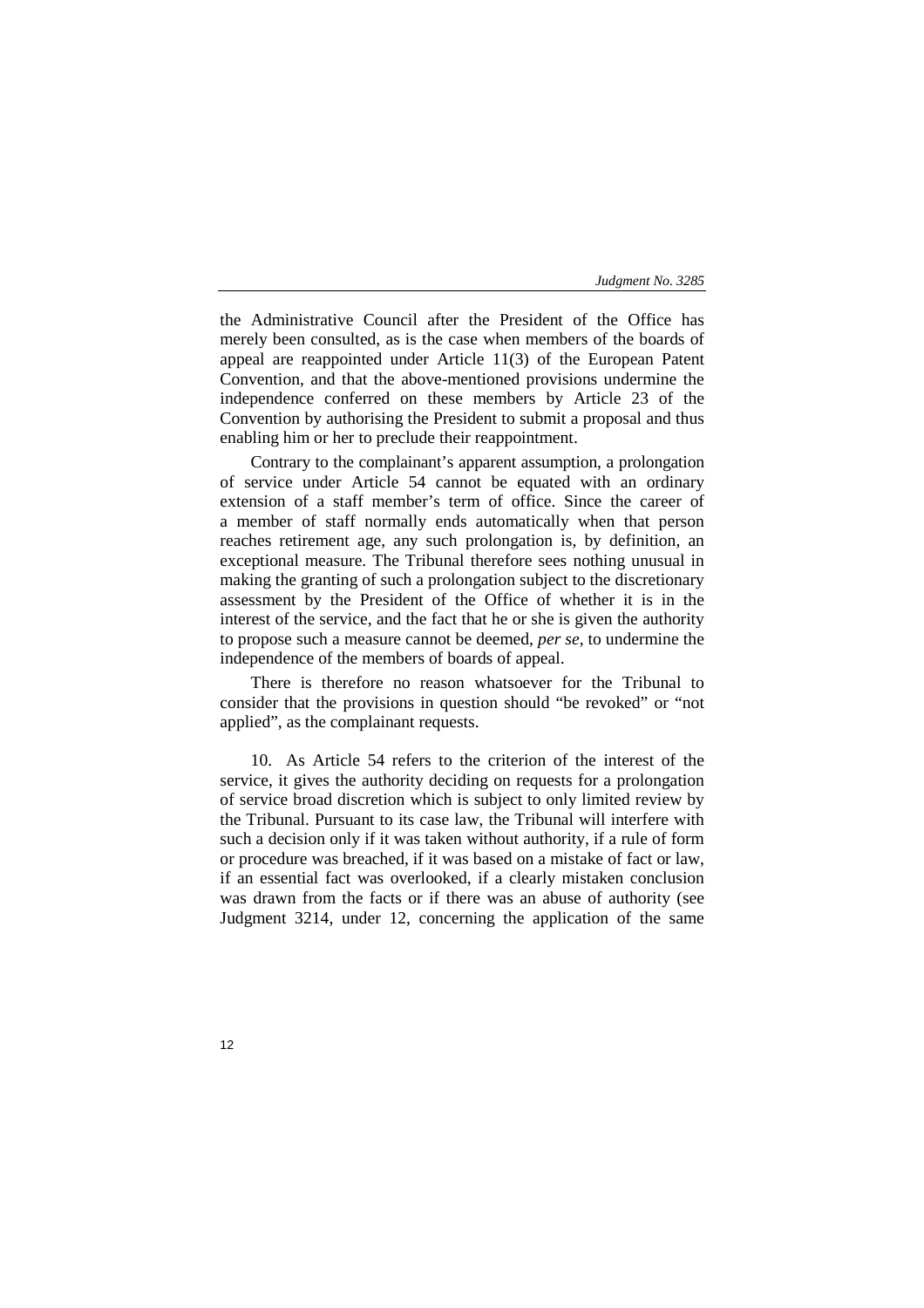the Administrative Council after the President of the Office has merely been consulted, as is the case when members of the boards of appeal are reappointed under Article 11(3) of the European Patent Convention, and that the above-mentioned provisions undermine the independence conferred on these members by Article 23 of the Convention by authorising the President to submit a proposal and thus enabling him or her to preclude their reappointment.

Contrary to the complainant's apparent assumption, a prolongation of service under Article 54 cannot be equated with an ordinary extension of a staff member's term of office. Since the career of a member of staff normally ends automatically when that person reaches retirement age, any such prolongation is, by definition, an exceptional measure. The Tribunal therefore sees nothing unusual in making the granting of such a prolongation subject to the discretionary assessment by the President of the Office of whether it is in the interest of the service, and the fact that he or she is given the authority to propose such a measure cannot be deemed, *per se*, to undermine the independence of the members of boards of appeal.

There is therefore no reason whatsoever for the Tribunal to consider that the provisions in question should "be revoked" or "not applied", as the complainant requests.

10. As Article 54 refers to the criterion of the interest of the service, it gives the authority deciding on requests for a prolongation of service broad discretion which is subject to only limited review by the Tribunal. Pursuant to its case law, the Tribunal will interfere with such a decision only if it was taken without authority, if a rule of form or procedure was breached, if it was based on a mistake of fact or law, if an essential fact was overlooked, if a clearly mistaken conclusion was drawn from the facts or if there was an abuse of authority (see Judgment 3214, under 12, concerning the application of the same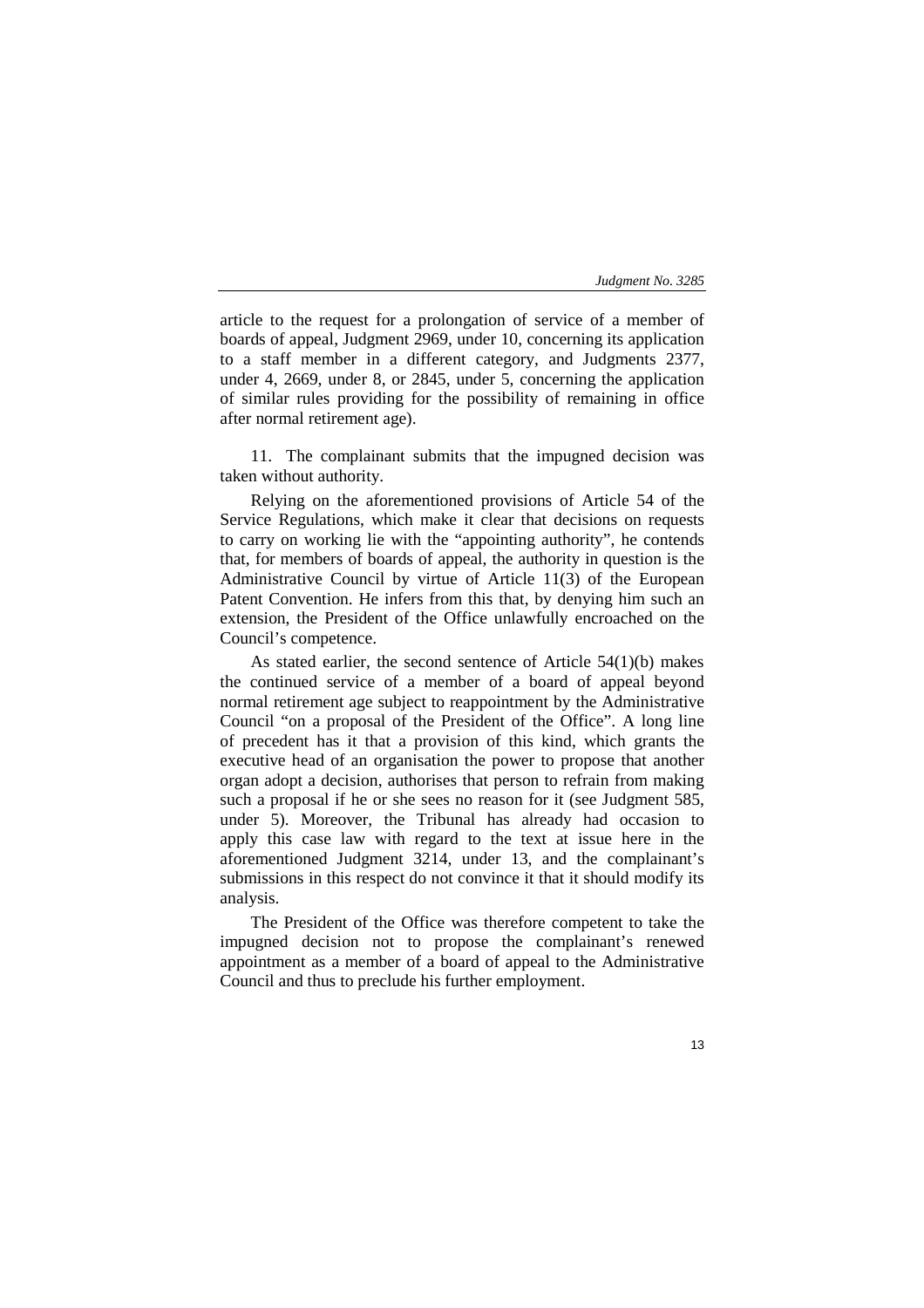article to the request for a prolongation of service of a member of boards of appeal, Judgment 2969, under 10, concerning its application to a staff member in a different category, and Judgments 2377, under 4, 2669, under 8, or 2845, under 5, concerning the application of similar rules providing for the possibility of remaining in office after normal retirement age).

11. The complainant submits that the impugned decision was taken without authority.

Relying on the aforementioned provisions of Article 54 of the Service Regulations, which make it clear that decisions on requests to carry on working lie with the "appointing authority", he contends that, for members of boards of appeal, the authority in question is the Administrative Council by virtue of Article 11(3) of the European Patent Convention. He infers from this that, by denying him such an extension, the President of the Office unlawfully encroached on the Council's competence.

As stated earlier, the second sentence of Article 54(1)(b) makes the continued service of a member of a board of appeal beyond normal retirement age subject to reappointment by the Administrative Council "on a proposal of the President of the Office". A long line of precedent has it that a provision of this kind, which grants the executive head of an organisation the power to propose that another organ adopt a decision, authorises that person to refrain from making such a proposal if he or she sees no reason for it (see Judgment 585, under 5). Moreover, the Tribunal has already had occasion to apply this case law with regard to the text at issue here in the aforementioned Judgment 3214, under 13, and the complainant's submissions in this respect do not convince it that it should modify its analysis.

The President of the Office was therefore competent to take the impugned decision not to propose the complainant's renewed appointment as a member of a board of appeal to the Administrative Council and thus to preclude his further employment.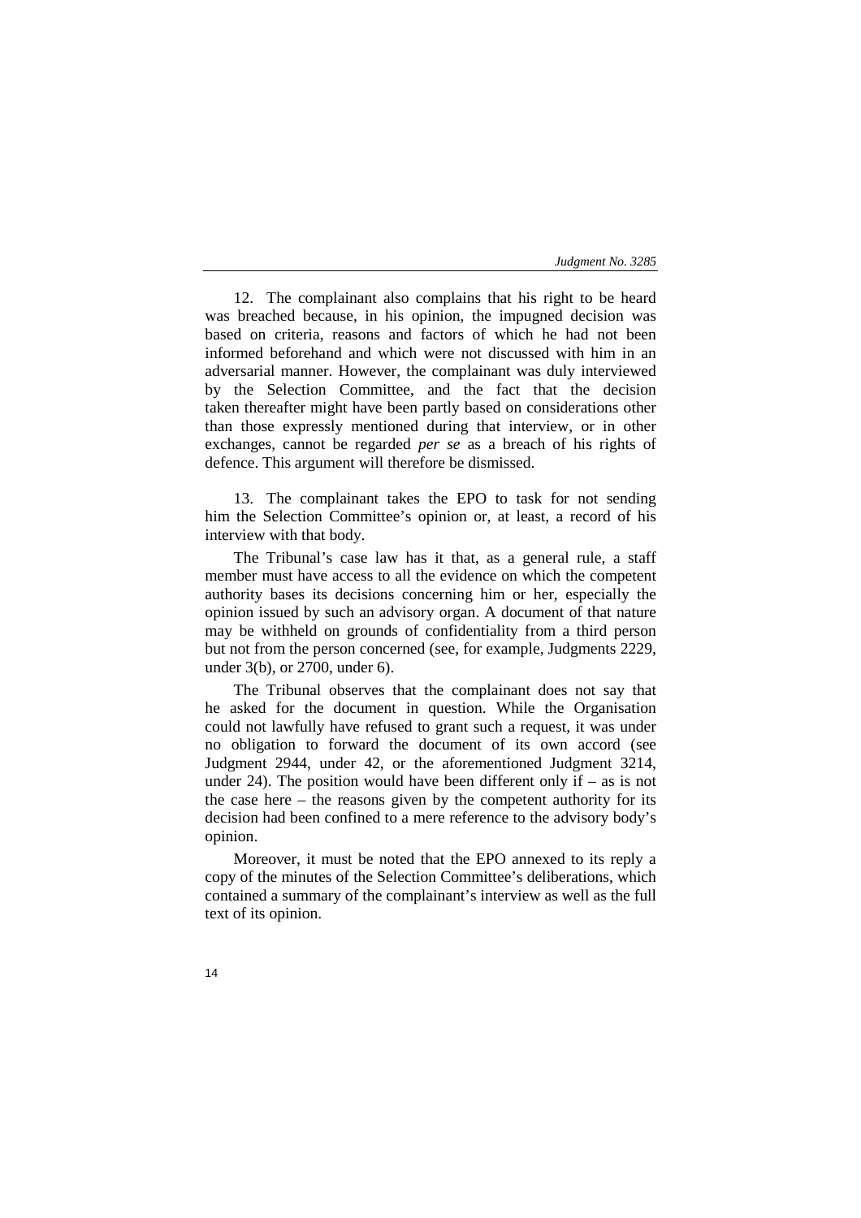12. The complainant also complains that his right to be heard was breached because, in his opinion, the impugned decision was based on criteria, reasons and factors of which he had not been informed beforehand and which were not discussed with him in an adversarial manner. However, the complainant was duly interviewed by the Selection Committee, and the fact that the decision taken thereafter might have been partly based on considerations other than those expressly mentioned during that interview, or in other exchanges, cannot be regarded *per se* as a breach of his rights of defence. This argument will therefore be dismissed.

13. The complainant takes the EPO to task for not sending him the Selection Committee's opinion or, at least, a record of his interview with that body.

The Tribunal's case law has it that, as a general rule, a staff member must have access to all the evidence on which the competent authority bases its decisions concerning him or her, especially the opinion issued by such an advisory organ. A document of that nature may be withheld on grounds of confidentiality from a third person but not from the person concerned (see, for example, Judgments 2229, under 3(b), or 2700, under 6).

The Tribunal observes that the complainant does not say that he asked for the document in question. While the Organisation could not lawfully have refused to grant such a request, it was under no obligation to forward the document of its own accord (see Judgment 2944, under 42, or the aforementioned Judgment 3214, under 24). The position would have been different only if – as is not the case here – the reasons given by the competent authority for its decision had been confined to a mere reference to the advisory body's opinion.

Moreover, it must be noted that the EPO annexed to its reply a copy of the minutes of the Selection Committee's deliberations, which contained a summary of the complainant's interview as well as the full text of its opinion.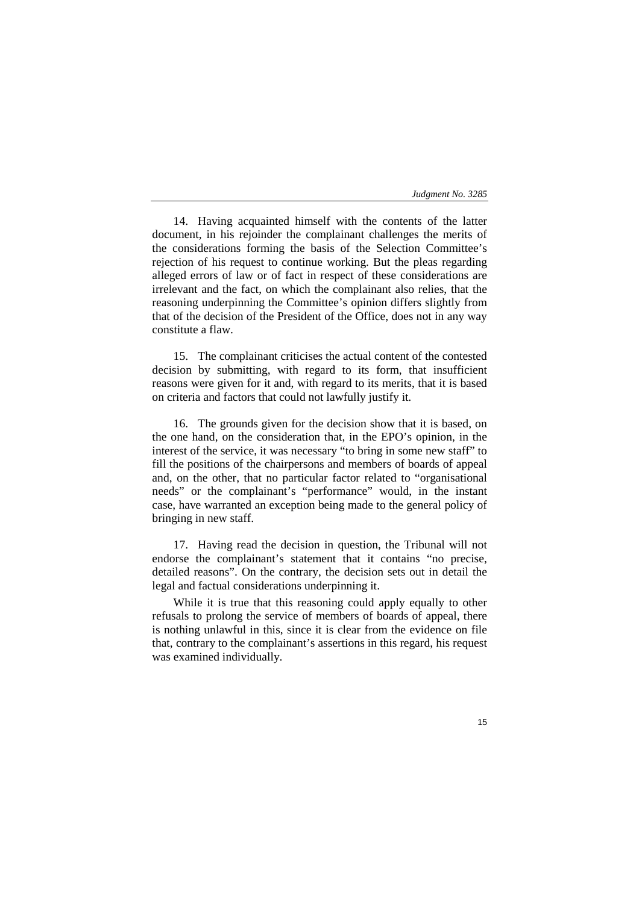14. Having acquainted himself with the contents of the latter document, in his rejoinder the complainant challenges the merits of the considerations forming the basis of the Selection Committee's rejection of his request to continue working. But the pleas regarding alleged errors of law or of fact in respect of these considerations are irrelevant and the fact, on which the complainant also relies, that the reasoning underpinning the Committee's opinion differs slightly from that of the decision of the President of the Office, does not in any way constitute a flaw.

15. The complainant criticises the actual content of the contested decision by submitting, with regard to its form, that insufficient reasons were given for it and, with regard to its merits, that it is based on criteria and factors that could not lawfully justify it.

16. The grounds given for the decision show that it is based, on the one hand, on the consideration that, in the EPO's opinion, in the interest of the service, it was necessary "to bring in some new staff" to fill the positions of the chairpersons and members of boards of appeal and, on the other, that no particular factor related to "organisational needs" or the complainant's "performance" would, in the instant case, have warranted an exception being made to the general policy of bringing in new staff.

17. Having read the decision in question, the Tribunal will not endorse the complainant's statement that it contains "no precise, detailed reasons". On the contrary, the decision sets out in detail the legal and factual considerations underpinning it.

While it is true that this reasoning could apply equally to other refusals to prolong the service of members of boards of appeal, there is nothing unlawful in this, since it is clear from the evidence on file that, contrary to the complainant's assertions in this regard, his request was examined individually.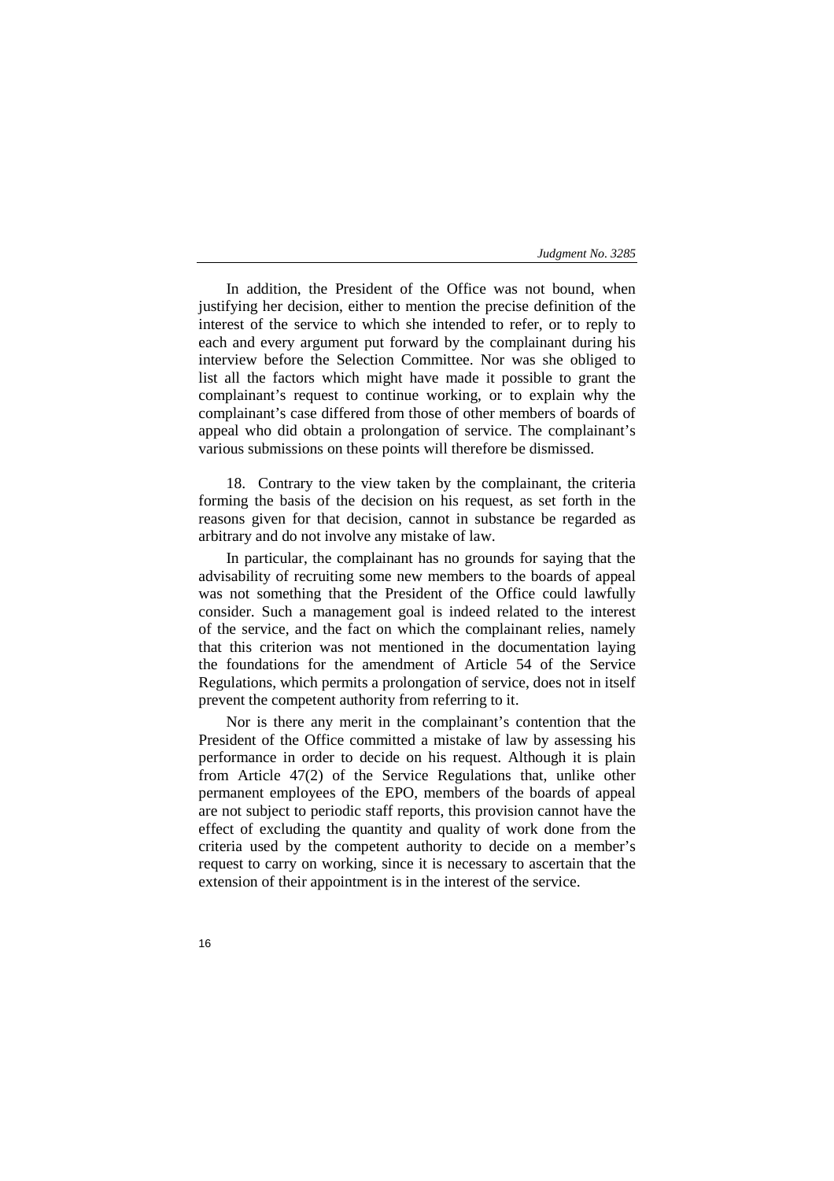In addition, the President of the Office was not bound, when justifying her decision, either to mention the precise definition of the interest of the service to which she intended to refer, or to reply to each and every argument put forward by the complainant during his interview before the Selection Committee. Nor was she obliged to list all the factors which might have made it possible to grant the complainant's request to continue working, or to explain why the complainant's case differed from those of other members of boards of appeal who did obtain a prolongation of service. The complainant's various submissions on these points will therefore be dismissed.

18. Contrary to the view taken by the complainant, the criteria forming the basis of the decision on his request, as set forth in the reasons given for that decision, cannot in substance be regarded as arbitrary and do not involve any mistake of law.

In particular, the complainant has no grounds for saying that the advisability of recruiting some new members to the boards of appeal was not something that the President of the Office could lawfully consider. Such a management goal is indeed related to the interest of the service, and the fact on which the complainant relies, namely that this criterion was not mentioned in the documentation laying the foundations for the amendment of Article 54 of the Service Regulations, which permits a prolongation of service, does not in itself prevent the competent authority from referring to it.

Nor is there any merit in the complainant's contention that the President of the Office committed a mistake of law by assessing his performance in order to decide on his request. Although it is plain from Article 47(2) of the Service Regulations that, unlike other permanent employees of the EPO, members of the boards of appeal are not subject to periodic staff reports, this provision cannot have the effect of excluding the quantity and quality of work done from the criteria used by the competent authority to decide on a member's request to carry on working, since it is necessary to ascertain that the extension of their appointment is in the interest of the service.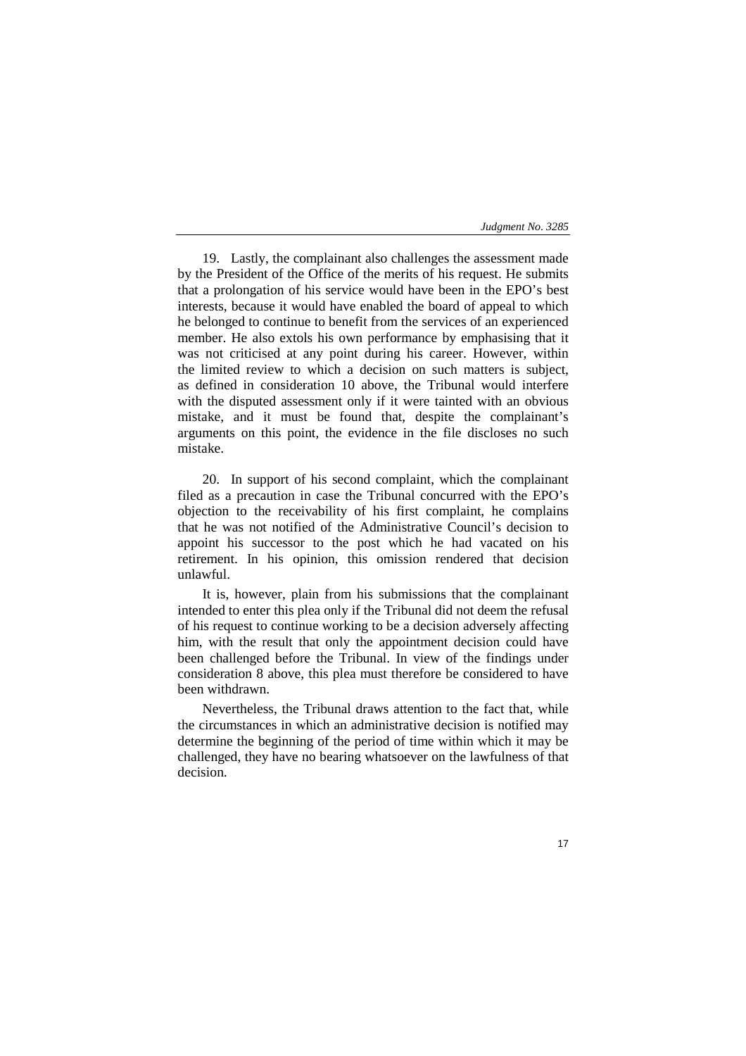19. Lastly, the complainant also challenges the assessment made by the President of the Office of the merits of his request. He submits that a prolongation of his service would have been in the EPO's best interests, because it would have enabled the board of appeal to which he belonged to continue to benefit from the services of an experienced member. He also extols his own performance by emphasising that it was not criticised at any point during his career. However, within the limited review to which a decision on such matters is subject, as defined in consideration 10 above, the Tribunal would interfere with the disputed assessment only if it were tainted with an obvious mistake, and it must be found that, despite the complainant's arguments on this point, the evidence in the file discloses no such mistake.

20. In support of his second complaint, which the complainant filed as a precaution in case the Tribunal concurred with the EPO's objection to the receivability of his first complaint, he complains that he was not notified of the Administrative Council's decision to appoint his successor to the post which he had vacated on his retirement. In his opinion, this omission rendered that decision unlawful.

It is, however, plain from his submissions that the complainant intended to enter this plea only if the Tribunal did not deem the refusal of his request to continue working to be a decision adversely affecting him, with the result that only the appointment decision could have been challenged before the Tribunal. In view of the findings under consideration 8 above, this plea must therefore be considered to have been withdrawn.

Nevertheless, the Tribunal draws attention to the fact that, while the circumstances in which an administrative decision is notified may determine the beginning of the period of time within which it may be challenged, they have no bearing whatsoever on the lawfulness of that decision.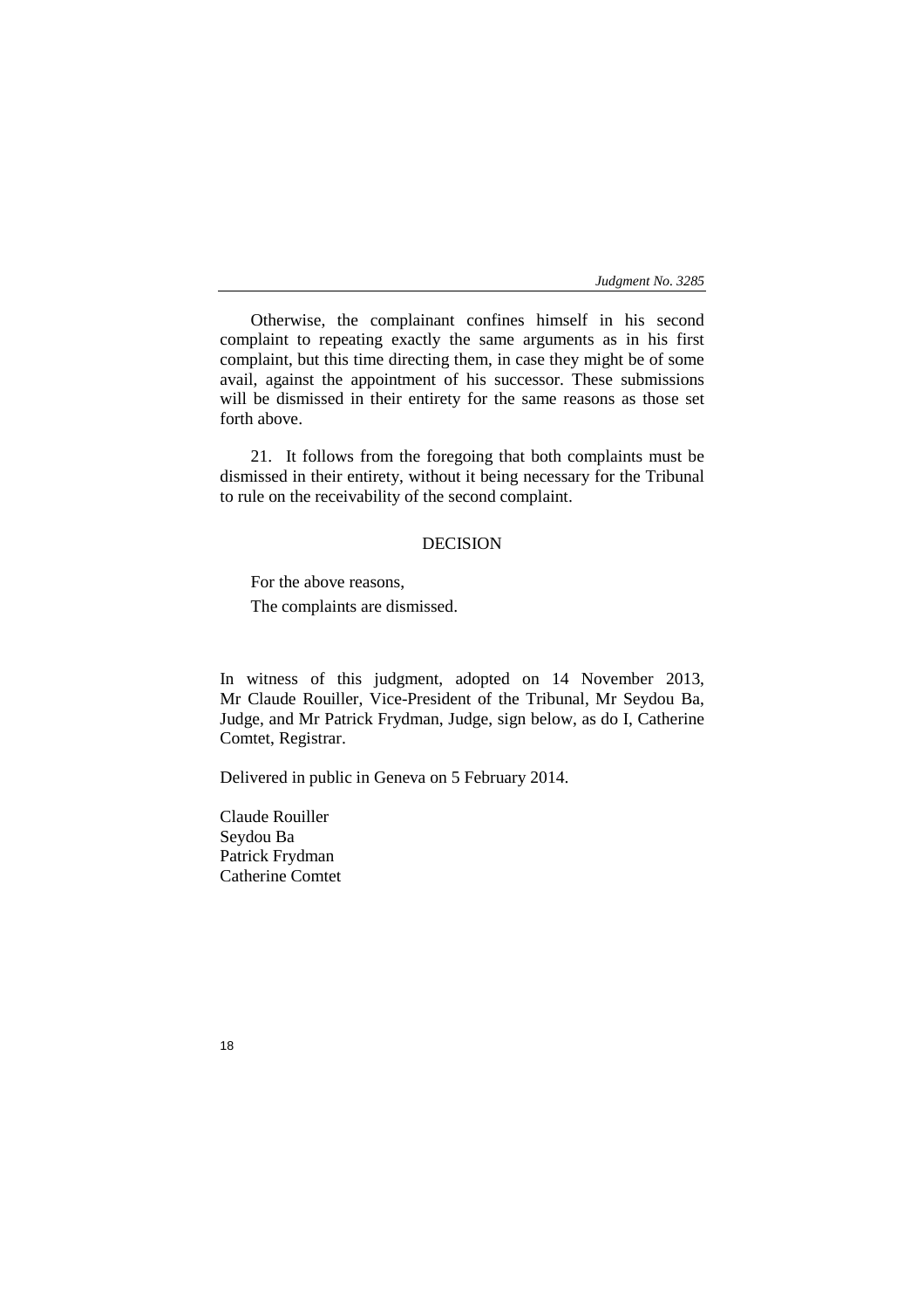Otherwise, the complainant confines himself in his second complaint to repeating exactly the same arguments as in his first complaint, but this time directing them, in case they might be of some avail, against the appointment of his successor. These submissions will be dismissed in their entirety for the same reasons as those set forth above.

21. It follows from the foregoing that both complaints must be dismissed in their entirety, without it being necessary for the Tribunal to rule on the receivability of the second complaint.

## DECISION

For the above reasons,

The complaints are dismissed.

In witness of this judgment, adopted on 14 November 2013, Mr Claude Rouiller, Vice-President of the Tribunal, Mr Seydou Ba, Judge, and Mr Patrick Frydman, Judge, sign below, as do I, Catherine Comtet, Registrar.

Delivered in public in Geneva on 5 February 2014.

Claude Rouiller
Seydou Ba
Patrick Frydman
Catherine Comtet